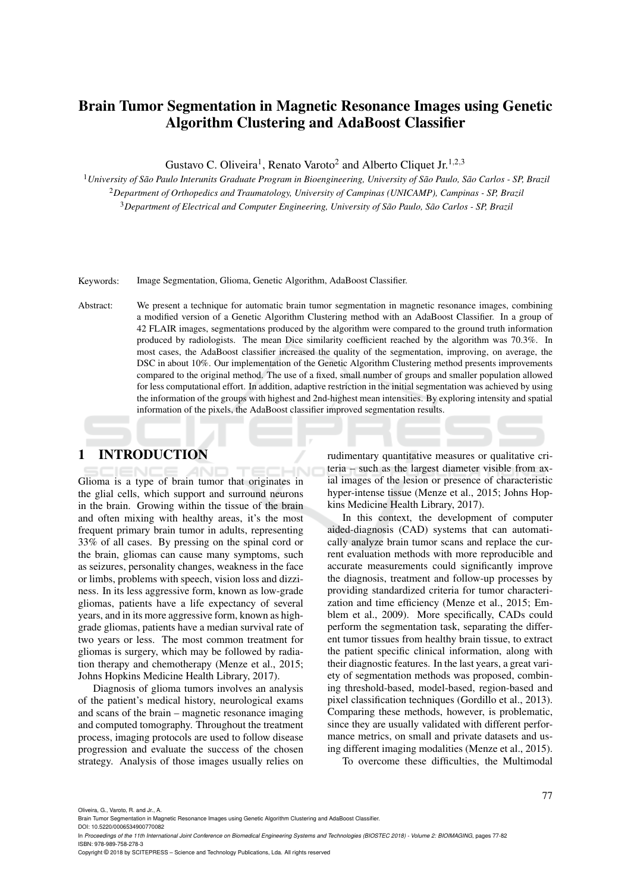# Brain Tumor Segmentation in Magnetic Resonance Images using Genetic Algorithm Clustering and AdaBoost Classifier

Gustavo C. Oliveira[1], Renato Varoto[2] and Alberto Cliquet Jr.[1,2,3]

[1] *University of São Paulo Interunits Graduate Program in Bioengineering, University of São Paulo, São Carlos - SP, Brazil*

[2] *Department of Orthopedics and Traumatology, University of Campinas (UNICAMP), Campinas - SP, Brazil*

[3] *Department of Electrical and Computer Engineering, University of São Paulo, São Carlos - SP, Brazil*

Keywords: Image Segmentation, Glioma, Genetic Algorithm, AdaBoost Classifier.

Abstract: We present a technique for automatic brain tumor segmentation in magnetic resonance images, combining a modified version of a Genetic Algorithm Clustering method with an AdaBoost Classifier. In a group of 42 FLAIR images, segmentations produced by the algorithm were compared to the ground truth information produced by radiologists. The mean Dice similarity coefficient reached by the algorithm was 70.3%. In most cases, the AdaBoost classifier increased the quality of the segmentation, improving, on average, the DSC in about 10%. Our implementation of the Genetic Algorithm Clustering method presents improvements compared to the original method. The use of a fixed, small number of groups and smaller population allowed for less computational effort. In addition, adaptive restriction in the initial segmentation was achieved by using the information of the groups with highest and 2nd-highest mean intensities. By exploring intensity and spatial information of the pixels, the AdaBoost classifier improved segmentation results.

## 1 INTRODUCTION

Glioma is a type of brain tumor that originates in the glial cells, which support and surround neurons in the brain. Growing within the tissue of the brain and often mixing with healthy areas, it's the most frequent primary brain tumor in adults, representing 33% of all cases. By pressing on the spinal cord or the brain, gliomas can cause many symptoms, such as seizures, personality changes, weakness in the face or limbs, problems with speech, vision loss and dizziness. In its less aggressive form, known as low-grade gliomas, patients have a life expectancy of several years, and in its more aggressive form, known as high-grade gliomas, patients have a median survival rate of two years or less. The most common treatment for gliomas is surgery, which may be followed by radiation therapy and chemotherapy (Menze et al., 2015; Johns Hopkins Medicine Health Library, 2017).

Diagnosis of glioma tumors involves an analysis of the patient's medical history, neurological exams and scans of the brain – magnetic resonance imaging and computed tomography. Throughout the treatment process, imaging protocols are used to follow disease progression and evaluate the success of the chosen strategy. Analysis of those images usually relies on rudimentary quantitative measures or qualitative criteria – such as the largest diameter visible from axial images of the lesion or presence of characteristic hyper-intense tissue (Menze et al., 2015; Johns Hopkins Medicine Health Library, 2017).

In this context, the development of computer aided-diagnosis (CAD) systems that can automatically analyze brain tumor scans and replace the current evaluation methods with more reproducible and accurate measurements could significantly improve the diagnosis, treatment and follow-up processes by providing standardized criteria for tumor characterization and time efficiency (Menze et al., 2015; Emblem et al., 2009). More specifically, CADs could perform the segmentation task, separating the different tumor tissues from healthy brain tissue, to extract the patient specific clinical information, along with their diagnostic features. In the last years, a great variety of segmentation methods was proposed, combining threshold-based, model-based, region-based and pixel classification techniques (Gordillo et al., 2013). Comparing these methods, however, is problematic, since they are usually validated with different performance metrics, on small and private datasets and using different imaging modalities (Menze et al., 2015).

To overcome these difficulties, the Multimodal

Oliveira, G., Varoto, R. and Jr., A.
Brain Tumor Segmentation in Magnetic Resonance Images using Genetic Algorithm Clustering and AdaBoost Classifier.
DOI: 10.5220/0006534900770082
In *Proceedings of the 11th International Joint Conference on Biomedical Engineering Systems and Technologies (BIOSTEC 2018) - Volume 2: BIOIMAGING*, pages 77-82
ISBN: 978-989-758-278-3
Copyright © 2018 by SCITEPRESS – Science and Technology Publications, Lda. All rights reserved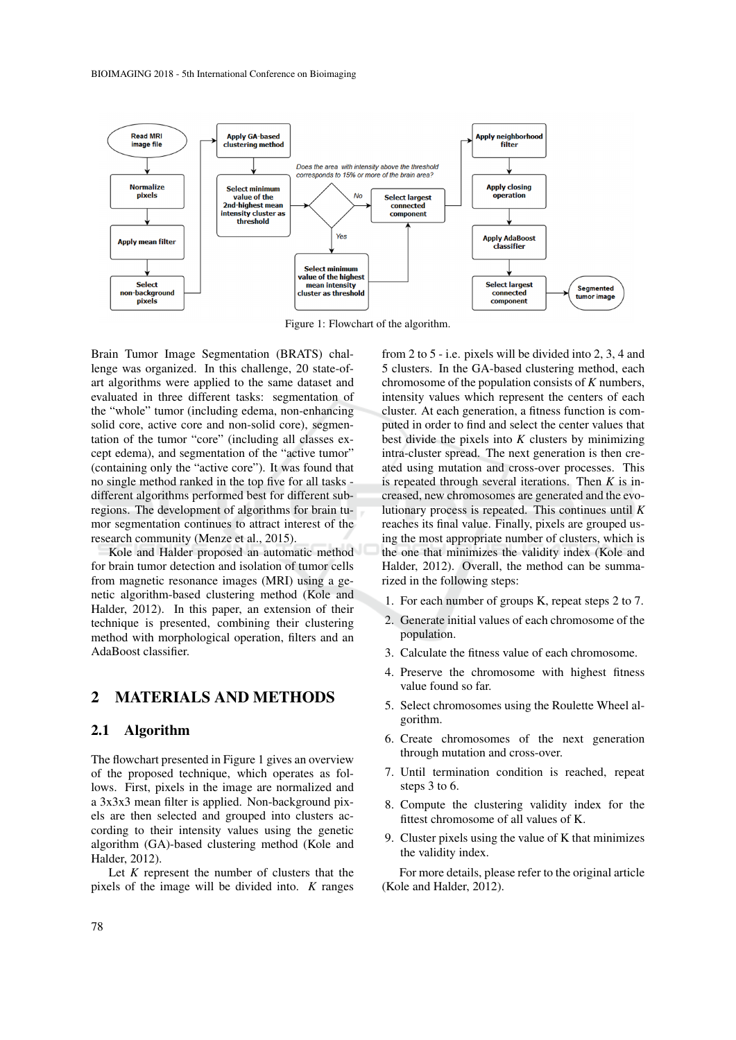Figure 1: Flowchart of the algorithm.

Brain Tumor Image Segmentation (BRATS) challenge was organized. In this challenge, 20 state-of-art algorithms were applied to the same dataset and evaluated in three different tasks: segmentation of the "whole" tumor (including edema, non-enhancing solid core, active core and non-solid core), segmentation of the tumor "core" (including all classes except edema), and segmentation of the "active tumor" (containing only the "active core"). It was found that no single method ranked in the top five for all tasks - different algorithms performed best for different subregions. The development of algorithms for brain tumor segmentation continues to attract interest of the research community (Menze et al., 2015).

Kole and Halder proposed an automatic method for brain tumor detection and isolation of tumor cells from magnetic resonance images (MRI) using a genetic algorithm-based clustering method (Kole and Halder, 2012). In this paper, an extension of their technique is presented, combining their clustering method with morphological operation, filters and an AdaBoost classifier.

## 2 MATERIALS AND METHODS

### 2.1 Algorithm

The flowchart presented in Figure 1 gives an overview of the proposed technique, which operates as follows. First, pixels in the image are normalized and a 3x3x3 mean filter is applied. Non-background pixels are then selected and grouped into clusters according to their intensity values using the genetic algorithm (GA)-based clustering method (Kole and Halder, 2012).

Let $K$ represent the number of clusters that the pixels of the image will be divided into. $K$ ranges from 2 to 5 - i.e. pixels will be divided into 2, 3, 4 and 5 clusters. In the GA-based clustering method, each chromosome of the population consists of $K$ numbers, intensity values which represent the centers of each cluster. At each generation, a fitness function is computed in order to find and select the center values that best divide the pixels into $K$ clusters by minimizing intra-cluster spread. The next generation is then created using mutation and cross-over processes. This is repeated through several iterations. Then $K$ is increased, new chromosomes are generated and the evolutionary process is repeated. This continues until $K$ reaches its final value. Finally, pixels are grouped using the most appropriate number of clusters, which is the one that minimizes the validity index (Kole and Halder, 2012). Overall, the method can be summarized in the following steps:

1. For each number of groups K, repeat steps 2 to 7.
2. Generate initial values of each chromosome of the population.
3. Calculate the fitness value of each chromosome.
4. Preserve the chromosome with highest fitness value found so far.
5. Select chromosomes using the Roulette Wheel algorithm.
6. Create chromosomes of the next generation through mutation and cross-over.
7. Until termination condition is reached, repeat steps 3 to 6.
8. Compute the clustering validity index for the fittest chromosome of all values of K.
9. Cluster pixels using the value of K that minimizes the validity index.

For more details, please refer to the original article (Kole and Halder, 2012).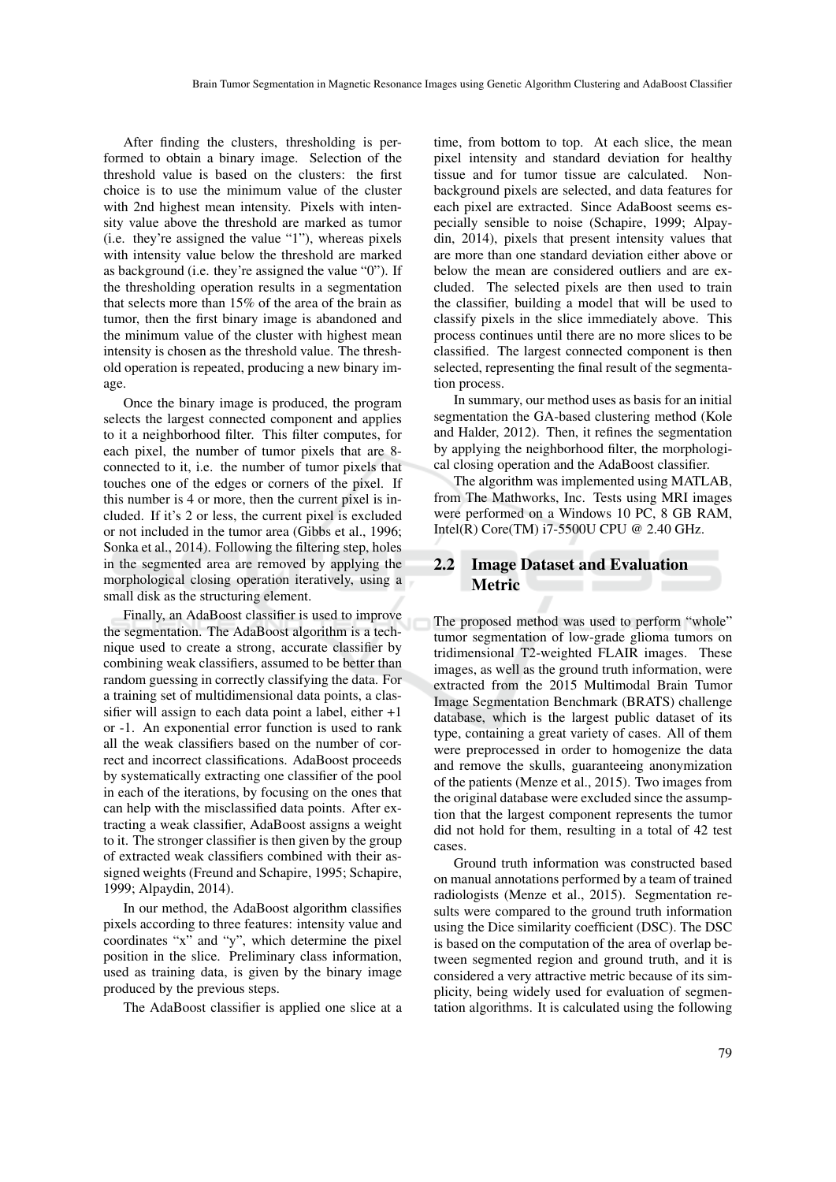After finding the clusters, thresholding is performed to obtain a binary image. Selection of the threshold value is based on the clusters: the first choice is to use the minimum value of the cluster with 2nd highest mean intensity. Pixels with intensity value above the threshold are marked as tumor (i.e. they're assigned the value "1"), whereas pixels with intensity value below the threshold are marked as background (i.e. they're assigned the value "0"). If the thresholding operation results in a segmentation that selects more than 15% of the area of the brain as tumor, then the first binary image is abandoned and the minimum value of the cluster with highest mean intensity is chosen as the threshold value. The threshold operation is repeated, producing a new binary image.

Once the binary image is produced, the program selects the largest connected component and applies to it a neighborhood filter. This filter computes, for each pixel, the number of tumor pixels that are 8-connected to it, i.e. the number of tumor pixels that touches one of the edges or corners of the pixel. If this number is 4 or more, then the current pixel is included. If it's 2 or less, the current pixel is excluded or not included in the tumor area (Gibbs et al., 1996; Sonka et al., 2014). Following the filtering step, holes in the segmented area are removed by applying the morphological closing operation iteratively, using a small disk as the structuring element.

Finally, an AdaBoost classifier is used to improve the segmentation. The AdaBoost algorithm is a technique used to create a strong, accurate classifier by combining weak classifiers, assumed to be better than random guessing in correctly classifying the data. For a training set of multidimensional data points, a classifier will assign to each data point a label, either +1 or -1. An exponential error function is used to rank all the weak classifiers based on the number of correct and incorrect classifications. AdaBoost proceeds by systematically extracting one classifier of the pool in each of the iterations, by focusing on the ones that can help with the misclassified data points. After extracting a weak classifier, AdaBoost assigns a weight to it. The stronger classifier is then given by the group of extracted weak classifiers combined with their assigned weights (Freund and Schapire, 1995; Schapire, 1999; Alpaydin, 2014).

In our method, the AdaBoost algorithm classifies pixels according to three features: intensity value and coordinates "x" and "y", which determine the pixel position in the slice. Preliminary class information, used as training data, is given by the binary image produced by the previous steps.

The AdaBoost classifier is applied one slice at a time, from bottom to top. At each slice, the mean pixel intensity and standard deviation for healthy tissue and for tumor tissue are calculated. Non-background pixels are selected, and data features for each pixel are extracted. Since AdaBoost seems especially sensible to noise (Schapire, 1999; Alpaydin, 2014), pixels that present intensity values that are more than one standard deviation either above or below the mean are considered outliers and are excluded. The selected pixels are then used to train the classifier, building a model that will be used to classify pixels in the slice immediately above. This process continues until there are no more slices to be classified. The largest connected component is then selected, representing the final result of the segmentation process.

In summary, our method uses as basis for an initial segmentation the GA-based clustering method (Kole and Halder, 2012). Then, it refines the segmentation by applying the neighborhood filter, the morphological closing operation and the AdaBoost classifier.

The algorithm was implemented using MATLAB, from The Mathworks, Inc. Tests using MRI images were performed on a Windows 10 PC, 8 GB RAM, Intel(R) Core(TM) i7-5500U CPU @ 2.40 GHz.

## 2.2 Image Dataset and Evaluation Metric

The proposed method was used to perform "whole" tumor segmentation of low-grade glioma tumors on tridimensional T2-weighted FLAIR images. These images, as well as the ground truth information, were extracted from the 2015 Multimodal Brain Tumor Image Segmentation Benchmark (BRATS) challenge database, which is the largest public dataset of its type, containing a great variety of cases. All of them were preprocessed in order to homogenize the data and remove the skulls, guaranteeing anonymization of the patients (Menze et al., 2015). Two images from the original database were excluded since the assumption that the largest component represents the tumor did not hold for them, resulting in a total of 42 test cases.

Ground truth information was constructed based on manual annotations performed by a team of trained radiologists (Menze et al., 2015). Segmentation results were compared to the ground truth information using the Dice similarity coefficient (DSC). The DSC is based on the computation of the area of overlap between segmented region and ground truth, and it is considered a very attractive metric because of its simplicity, being widely used for evaluation of segmentation algorithms. It is calculated using the following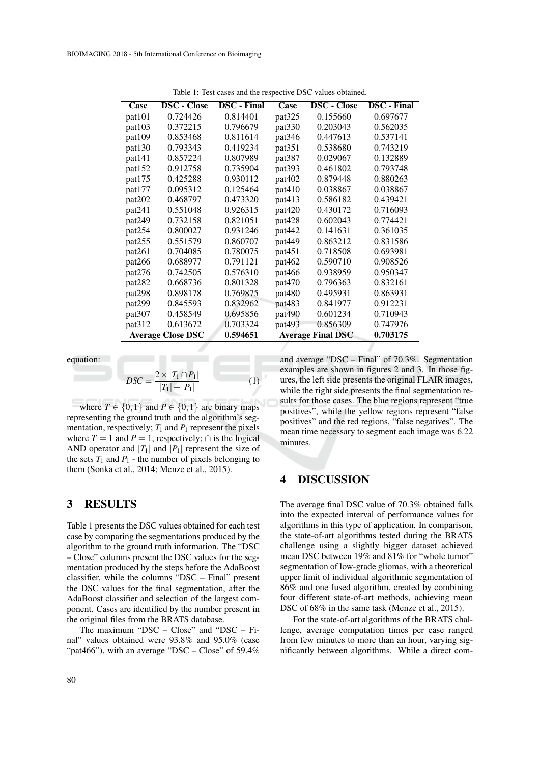Table 1: Test cases and the respective DSC values obtained.

| Case | DSC - Close | DSC - Final | Case | DSC - Close | DSC - Final |
|---|---|---|---|---|---|
| pat101 | 0.724426 | 0.814401 | pat325 | 0.155660 | 0.697677 |
| pat103 | 0.372215 | 0.796679 | pat330 | 0.203043 | 0.562035 |
| pat109 | 0.853468 | 0.811614 | pat346 | 0.447613 | 0.537141 |
| pat130 | 0.793343 | 0.419234 | pat351 | 0.538680 | 0.743219 |
| pat141 | 0.857224 | 0.807989 | pat387 | 0.029067 | 0.132889 |
| pat152 | 0.912758 | 0.735904 | pat393 | 0.461802 | 0.793748 |
| pat175 | 0.425288 | 0.930112 | pat402 | 0.879448 | 0.880263 |
| pat177 | 0.095312 | 0.125464 | pat410 | 0.038867 | 0.038867 |
| pat202 | 0.468797 | 0.473320 | pat413 | 0.586182 | 0.439421 |
| pat241 | 0.551048 | 0.926315 | pat420 | 0.430172 | 0.716093 |
| pat249 | 0.732158 | 0.821051 | pat428 | 0.602043 | 0.774421 |
| pat254 | 0.800027 | 0.931246 | pat442 | 0.141631 | 0.361035 |
| pat255 | 0.551579 | 0.860707 | pat449 | 0.863212 | 0.831586 |
| pat261 | 0.704085 | 0.780075 | pat451 | 0.718508 | 0.693981 |
| pat266 | 0.688977 | 0.791121 | pat462 | 0.590710 | 0.908526 |
| pat276 | 0.742505 | 0.576310 | pat466 | 0.938959 | 0.950347 |
| pat282 | 0.668736 | 0.801328 | pat470 | 0.796363 | 0.832161 |
| pat298 | 0.898178 | 0.769875 | pat480 | 0.495931 | 0.863931 |
| pat299 | 0.845593 | 0.832962 | pat483 | 0.841977 | 0.912231 |
| pat307 | 0.458549 | 0.695856 | pat490 | 0.601234 | 0.710943 |
| pat312 | 0.613672 | 0.703324 | pat493 | 0.856309 | 0.747976 |
| **Average Close DSC** | | **0.594651** | **Average Final DSC** | | **0.703175** |

equation:

$$DSC = \frac{2 \times |T_1 \cap P_1|}{|T_1| + |P_1|} \quad (1)$$

where $T \in \{0, 1\}$ and $P \in \{0, 1\}$ are binary maps representing the ground truth and the algorithm's segmentation, respectively; $T_1$ and $P_1$ represent the pixels where $T = 1$ and $P = 1$, respectively; $\cap$ is the logical AND operator and $|T_1|$ and $|P_1|$ represent the size of the sets $T_1$ and $P_1$ - the number of pixels belonging to them (Sonka et al., 2014; Menze et al., 2015).

## 3 RESULTS

Table 1 presents the DSC values obtained for each test case by comparing the segmentations produced by the algorithm to the ground truth information. The "DSC – Close" columns present the DSC values for the segmentation produced by the steps before the AdaBoost classifier, while the columns "DSC – Final" present the DSC values for the final segmentation, after the AdaBoost classifier and selection of the largest component. Cases are identified by the number present in the original files from the BRATS database.

The maximum "DSC – Close" and "DSC – Final" values obtained were 93.8% and 95.0% (case "pat466"), with an average "DSC – Close" of 59.4% and average "DSC – Final" of 70.3%. Segmentation examples are shown in figures 2 and 3. In those figures, the left side presents the original FLAIR images, while the right side presents the final segmentation results for those cases. The blue regions represent "true positives", while the yellow regions represent "false positives" and the red regions, "false negatives". The mean time necessary to segment each image was 6.22 minutes.

## 4 DISCUSSION

The average final DSC value of 70.3% obtained falls into the expected interval of performance values for algorithms in this type of application. In comparison, the state-of-art algorithms tested during the BRATS challenge using a slightly bigger dataset achieved mean DSC between 19% and 81% for "whole tumor" segmentation of low-grade gliomas, with a theoretical upper limit of individual algorithmic segmentation of 86% and one fused algorithm, created by combining four different state-of-art methods, achieving mean DSC of 68% in the same task (Menze et al., 2015).

For the state-of-art algorithms of the BRATS challenge, average computation times per case ranged from few minutes to more than an hour, varying significantly between algorithms. While a direct com-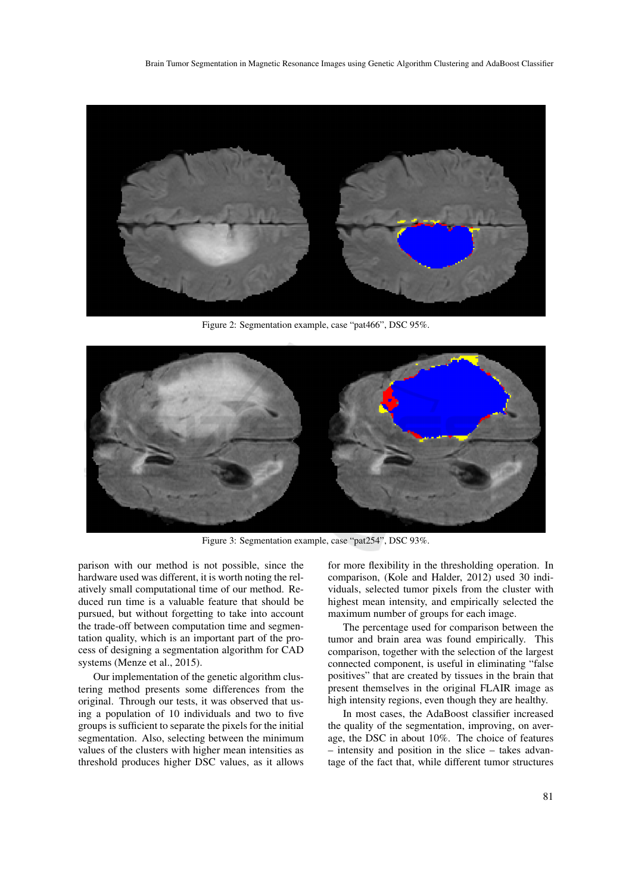Figure 2: Segmentation example, case "pat466", DSC 95%.

Figure 3: Segmentation example, case "pat254", DSC 93%.

parison with our method is not possible, since the hardware used was different, it is worth noting the relatively small computational time of our method. Reduced run time is a valuable feature that should be pursued, but without forgetting to take into account the trade-off between computation time and segmentation quality, which is an important part of the process of designing a segmentation algorithm for CAD systems (Menze et al., 2015).

Our implementation of the genetic algorithm clustering method presents some differences from the original. Through our tests, it was observed that using a population of 10 individuals and two to five groups is sufficient to separate the pixels for the initial segmentation. Also, selecting between the minimum values of the clusters with higher mean intensities as threshold produces higher DSC values, as it allows for more flexibility in the thresholding operation. In comparison, (Kole and Halder, 2012) used 30 individuals, selected tumor pixels from the cluster with highest mean intensity, and empirically selected the maximum number of groups for each image.

The percentage used for comparison between the tumor and brain area was found empirically. This comparison, together with the selection of the largest connected component, is useful in eliminating "false positives" that are created by tissues in the brain that present themselves in the original FLAIR image as high intensity regions, even though they are healthy.

In most cases, the AdaBoost classifier increased the quality of the segmentation, improving, on average, the DSC in about 10%. The choice of features – intensity and position in the slice – takes advantage of the fact that, while different tumor structures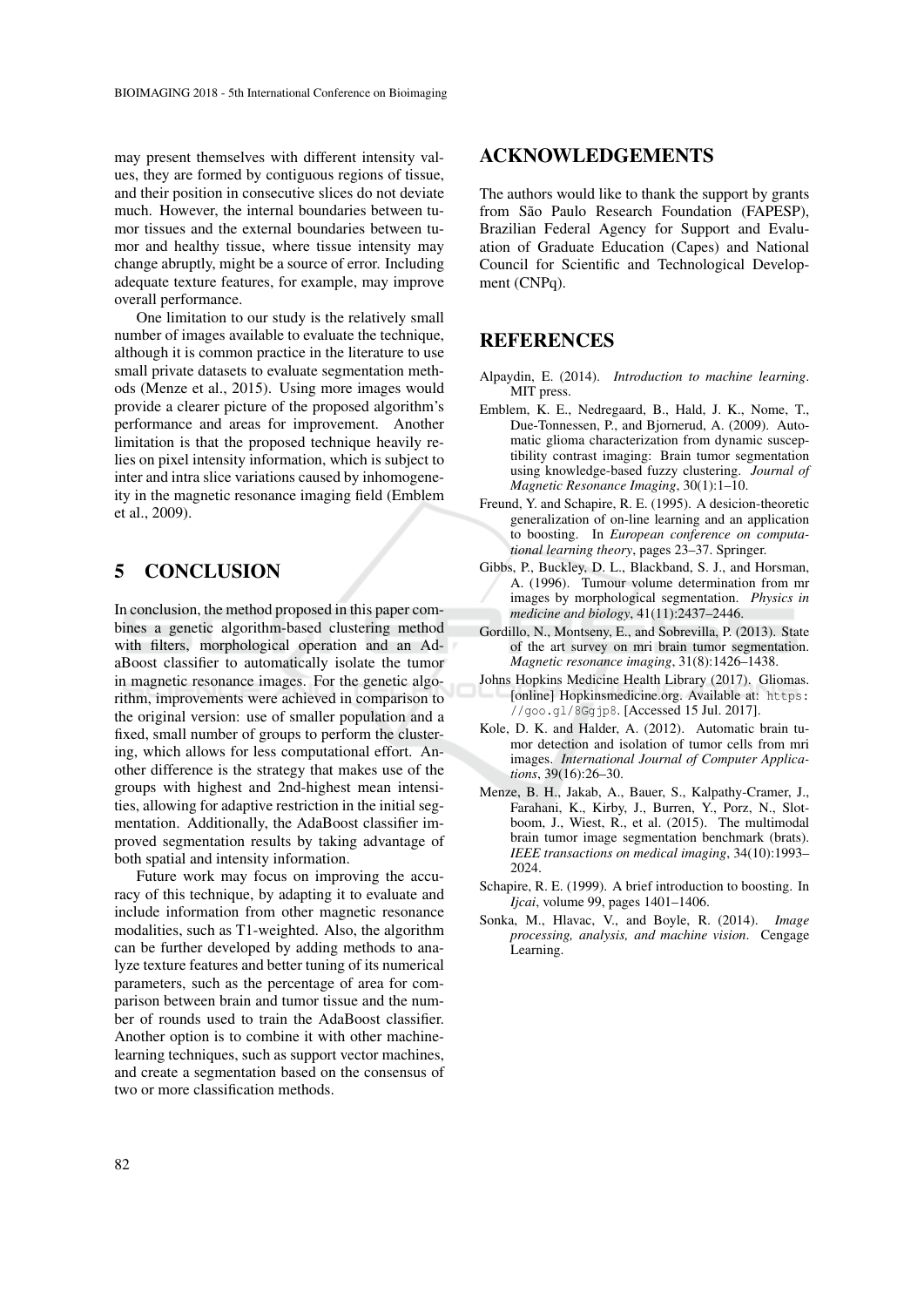may present themselves with different intensity values, they are formed by contiguous regions of tissue, and their position in consecutive slices do not deviate much. However, the internal boundaries between tumor tissues and the external boundaries between tumor and healthy tissue, where tissue intensity may change abruptly, might be a source of error. Including adequate texture features, for example, may improve overall performance.

One limitation to our study is the relatively small number of images available to evaluate the technique, although it is common practice in the literature to use small private datasets to evaluate segmentation methods (Menze et al., 2015). Using more images would provide a clearer picture of the proposed algorithm's performance and areas for improvement. Another limitation is that the proposed technique heavily relies on pixel intensity information, which is subject to inter and intra slice variations caused by inhomogeneity in the magnetic resonance imaging field (Emblem et al., 2009).

## 5 CONCLUSION

In conclusion, the method proposed in this paper combines a genetic algorithm-based clustering method with filters, morphological operation and an AdaBoost classifier to automatically isolate the tumor in magnetic resonance images. For the genetic algorithm, improvements were achieved in comparison to the original version: use of smaller population and a fixed, small number of groups to perform the clustering, which allows for less computational effort. Another difference is the strategy that makes use of the groups with highest and 2nd-highest mean intensities, allowing for adaptive restriction in the initial segmentation. Additionally, the AdaBoost classifier improved segmentation results by taking advantage of both spatial and intensity information.

Future work may focus on improving the accuracy of this technique, by adapting it to evaluate and include information from other magnetic resonance modalities, such as T1-weighted. Also, the algorithm can be further developed by adding methods to analyze texture features and better tuning of its numerical parameters, such as the percentage of area for comparison between brain and tumor tissue and the number of rounds used to train the AdaBoost classifier. Another option is to combine it with other machine-learning techniques, such as support vector machines, and create a segmentation based on the consensus of two or more classification methods.

## ACKNOWLEDGEMENTS

The authors would like to thank the support by grants from São Paulo Research Foundation (FAPESP), Brazilian Federal Agency for Support and Evaluation of Graduate Education (Capes) and National Council for Scientific and Technological Development (CNPq).

## REFERENCES

Alpaydin, E. (2014). *Introduction to machine learning*. MIT press.

Emblem, K. E., Nedregaard, B., Hald, J. K., Nome, T., Due-Tonnessen, P., and Bjornerud, A. (2009). Automatic glioma characterization from dynamic susceptibility contrast imaging: Brain tumor segmentation using knowledge-based fuzzy clustering. *Journal of Magnetic Resonance Imaging*, 30(1):1–10.

Freund, Y. and Schapire, R. E. (1995). A desicion-theoretic generalization of on-line learning and an application to boosting. In *European conference on computational learning theory*, pages 23–37. Springer.

Gibbs, P., Buckley, D. L., Blackband, S. J., and Horsman, A. (1996). Tumour volume determination from mr images by morphological segmentation. *Physics in medicine and biology*, 41(11):2437–2446.

Gordillo, N., Montseny, E., and Sobrevilla, P. (2013). State of the art survey on mri brain tumor segmentation. *Magnetic resonance imaging*, 31(8):1426–1438.

Johns Hopkins Medicine Health Library (2017). Gliomas. [online] Hopkinsmedicine.org. Available at: https://goo.gl/8Ggjp8. [Accessed 15 Jul. 2017].

Kole, D. K. and Halder, A. (2012). Automatic brain tumor detection and isolation of tumor cells from mri images. *International Journal of Computer Applications*, 39(16):26–30.

Menze, B. H., Jakab, A., Bauer, S., Kalpathy-Cramer, J., Farahani, K., Kirby, J., Burren, Y., Porz, N., Slotboom, J., Wiest, R., et al. (2015). The multimodal brain tumor image segmentation benchmark (brats). *IEEE transactions on medical imaging*, 34(10):1993–2024.

Schapire, R. E. (1999). A brief introduction to boosting. In *Ijcai*, volume 99, pages 1401–1406.

Sonka, M., Hlavac, V., and Boyle, R. (2014). *Image processing, analysis, and machine vision*. Cengage Learning.